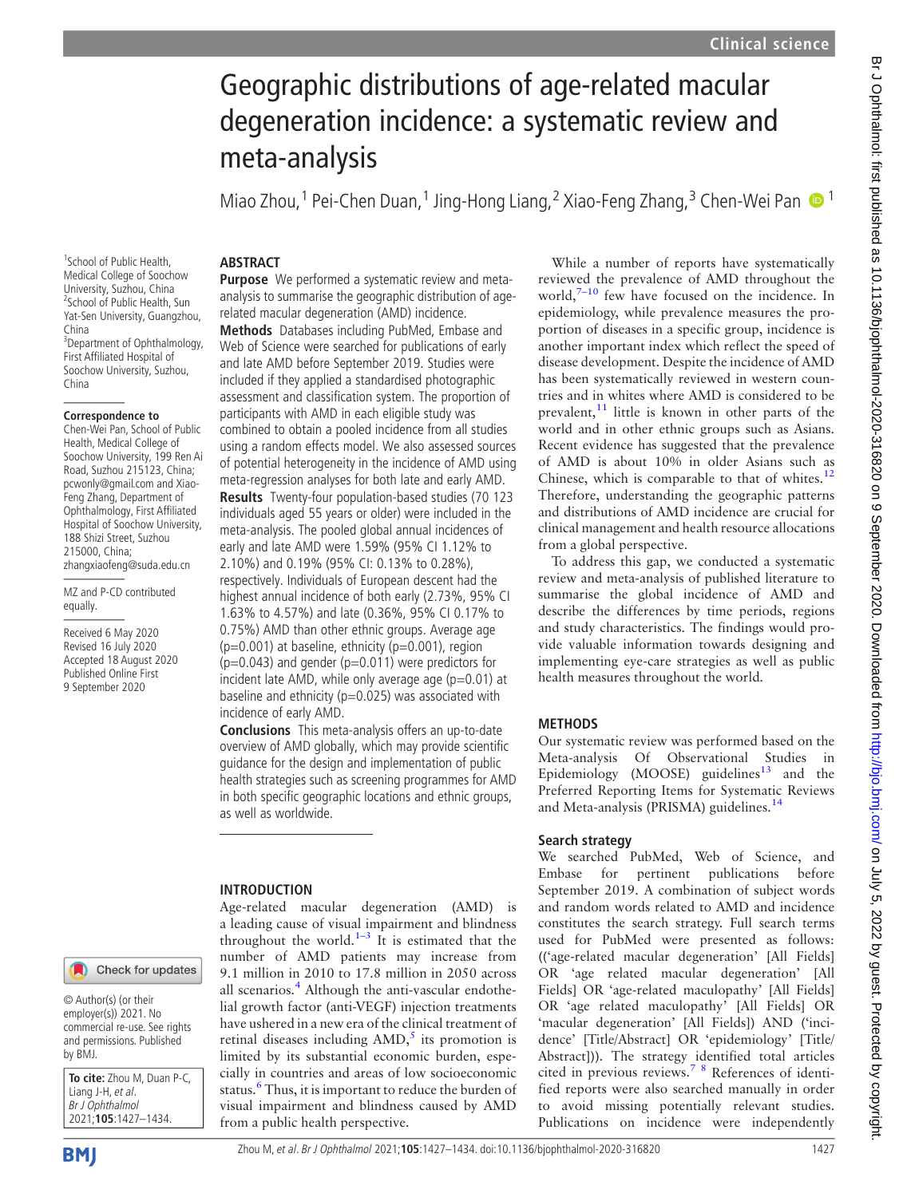# Geographic distributions of age-related macular degeneration incidence: a systematic review and meta-analysis

Miao Zhou,[1] Pei-Chen Duan,[1] Jing-Hong Liang,[2] Xiao-Feng Zhang,[3] Chen-Wei Pan[1]

[1]School of Public Health, Medical College of Soochow University, Suzhou, China
[2]School of Public Health, Sun Yat-Sen University, Guangzhou, China
[3]Department of Ophthalmology, First Affiliated Hospital of Soochow University, Suzhou, China

**Correspondence to**
Chen-Wei Pan, School of Public Health, Medical College of Soochow University, 199 Ren Ai Road, Suzhou 215123, China; pcwonly@gmail.com and Xiao-Feng Zhang, Department of Ophthalmology, First Affiliated Hospital of Soochow University, 188 Shizi Street, Suzhou 215000, China; zhangxiaofeng@suda.edu.cn

MZ and P-CD contributed equally.

Received 6 May 2020
Revised 16 July 2020
Accepted 18 August 2020
Published Online First 9 September 2020

© Author(s) (or their employer(s)) 2021. No commercial re-use. See rights and permissions. Published by BMJ.

**To cite:** Zhou M, Duan P-C, Liang J-H, *et al*. *Br J Ophthalmol* 2021;**105**:1427–1434.

## ABSTRACT

**Purpose** We performed a systematic review and meta-analysis to summarise the geographic distribution of age-related macular degeneration (AMD) incidence.

**Methods** Databases including PubMed, Embase and Web of Science were searched for publications of early and late AMD before September 2019. Studies were included if they applied a standardised photographic assessment and classification system. The proportion of participants with AMD in each eligible study was combined to obtain a pooled incidence from all studies using a random effects model. We also assessed sources of potential heterogeneity in the incidence of AMD using meta-regression analyses for both late and early AMD.

**Results** Twenty-four population-based studies (70 123 individuals aged 55 years or older) were included in the meta-analysis. The pooled global annual incidences of early and late AMD were 1.59% (95% CI 1.12% to 2.10%) and 0.19% (95% CI: 0.13% to 0.28%), respectively. Individuals of European descent had the highest annual incidence of both early (2.73%, 95% CI 1.63% to 4.57%) and late (0.36%, 95% CI 0.17% to 0.75%) AMD than other ethnic groups. Average age (p=0.001) at baseline, ethnicity (p=0.001), region (p=0.043) and gender (p=0.011) were predictors for incident late AMD, while only average age (p=0.01) at baseline and ethnicity (p=0.025) was associated with incidence of early AMD.

**Conclusions** This meta-analysis offers an up-to-date overview of AMD globally, which may provide scientific guidance for the design and implementation of public health strategies such as screening programmes for AMD in both specific geographic locations and ethnic groups, as well as worldwide.

## INTRODUCTION

Age-related macular degeneration (AMD) is a leading cause of visual impairment and blindness throughout the world.[1–3] It is estimated that the number of AMD patients may increase from 9.1 million in 2010 to 17.8 million in 2050 across all scenarios.[4] Although the anti-vascular endothelial growth factor (anti-VEGF) injection treatments have ushered in a new era of the clinical treatment of retinal diseases including AMD,[5] its promotion is limited by its substantial economic burden, especially in countries and areas of low socioeconomic status.[6] Thus, it is important to reduce the burden of visual impairment and blindness caused by AMD from a public health perspective.

While a number of reports have systematically reviewed the prevalence of AMD throughout the world,[7–10] few have focused on the incidence. In epidemiology, while prevalence measures the proportion of diseases in a specific group, incidence is another important index which reflect the speed of disease development. Despite the incidence of AMD has been systematically reviewed in western countries and in whites where AMD is considered to be prevalent,[11] little is known in other parts of the world and in other ethnic groups such as Asians. Recent evidence has suggested that the prevalence of AMD is about 10% in older Asians such as Chinese, which is comparable to that of whites.[12] Therefore, understanding the geographic patterns and distributions of AMD incidence are crucial for clinical management and health resource allocations from a global perspective.

To address this gap, we conducted a systematic review and meta-analysis of published literature to summarise the global incidence of AMD and describe the differences by time periods, regions and study characteristics. The findings would provide valuable information towards designing and implementing eye-care strategies as well as public health measures throughout the world.

## METHODS

Our systematic review was performed based on the Meta-analysis Of Observational Studies in Epidemiology (MOOSE) guidelines[13] and the Preferred Reporting Items for Systematic Reviews and Meta-analysis (PRISMA) guidelines.[14]

### Search strategy

We searched PubMed, Web of Science, and Embase for pertinent publications before September 2019. A combination of subject words and random words related to AMD and incidence constitutes the search strategy. Full search terms used for PubMed were presented as follows: (('age-related macular degeneration' [All Fields] OR 'age related macular degeneration' [All Fields] OR 'age-related maculopathy' [All Fields] OR 'age related maculopathy' [All Fields] OR 'macular degeneration' [All Fields]) AND ('incidence' [Title/Abstract] OR 'epidemiology' [Title/Abstract])). The strategy identified total articles cited in previous reviews.[7 8] References of identified reports were also searched manually in order to avoid missing potentially relevant studies. Publications on incidence were independently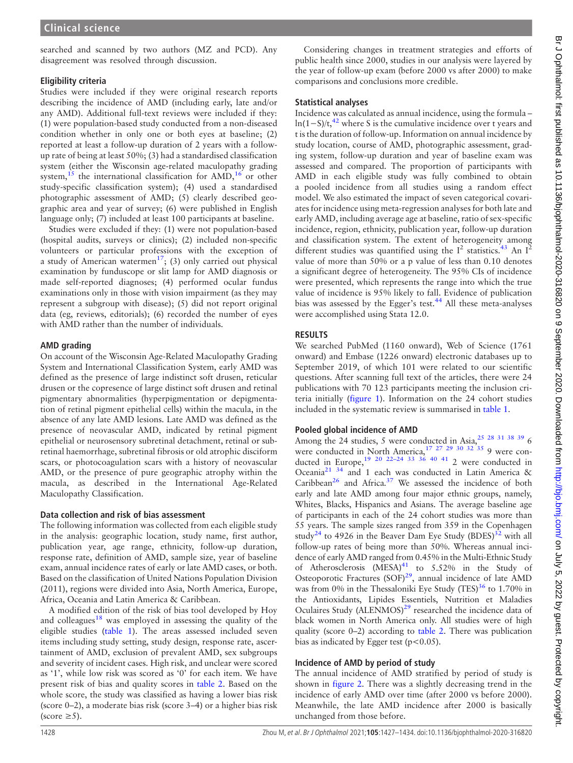searched and scanned by two authors (MZ and PCD). Any disagreement was resolved through discussion.

### Eligibility criteria

Studies were included if they were original research reports describing the incidence of AMD (including early, late and/or any AMD). Additional full-text reviews were included if they: (1) were population-based study conducted from a non-diseased condition whether in only one or both eyes at baseline; (2) reported at least a follow-up duration of 2 years with a follow-up rate of being at least 50%; (3) had a standardised classification system (either the Wisconsin age-related maculopathy grading system,[15] the international classification for AMD,[16] or other study-specific classification system); (4) used a standardised photographic assessment of AMD; (5) clearly described geographic area and year of survey; (6) were published in English language only; (7) included at least 100 participants at baseline.

Studies were excluded if they: (1) were not population-based (hospital audits, surveys or clinics); (2) included non-specific volunteers or particular professions with the exception of a study of American watermen[17]; (3) only carried out physical examination by funduscope or slit lamp for AMD diagnosis or made self-reported diagnoses; (4) performed ocular fundus examinations only in those with vision impairment (as they may represent a subgroup with disease); (5) did not report original data (eg, reviews, editorials); (6) recorded the number of eyes with AMD rather than the number of individuals.

### AMD grading

On account of the Wisconsin Age-Related Maculopathy Grading System and International Classification System, early AMD was defined as the presence of large indistinct soft drusen, reticular drusen or the copresence of large distinct soft drusen and retinal pigmentary abnormalities (hyperpigmentation or depigmentation of retinal pigment epithelial cells) within the macula, in the absence of any late AMD lesions. Late AMD was defined as the presence of neovascular AMD, indicated by retinal pigment epithelial or neurosensory subretinal detachment, retinal or subretinal haemorrhage, subretinal fibrosis or old atrophic disciform scars, or photocoagulation scars with a history of neovascular AMD, or the presence of pure geographic atrophy within the macula, as described in the International Age-Related Maculopathy Classification.

### Data collection and risk of bias assessment

The following information was collected from each eligible study in the analysis: geographic location, study name, first author, publication year, age range, ethnicity, follow-up duration, response rate, definition of AMD, sample size, year of baseline exam, annual incidence rates of early or late AMD cases, or both. Based on the classification of United Nations Population Division (2011), regions were divided into Asia, North America, Europe, Africa, Oceania and Latin America & Caribbean.

A modified edition of the risk of bias tool developed by Hoy and colleagues[18] was employed in assessing the quality of the eligible studies (table 1). The areas assessed included seven items including study setting, study design, response rate, ascertainment of AMD, exclusion of prevalent AMD, sex subgroups and severity of incident cases. High risk, and unclear were scored as '1', while low risk was scored as '0' for each item. We have present risk of bias and quality scores in table 2. Based on the whole score, the study was classified as having a lower bias risk (score 0–2), a moderate bias risk (score 3–4) or a higher bias risk (score ≥5).

Considering changes in treatment strategies and efforts of public health since 2000, studies in our analysis were layered by the year of follow-up exam (before 2000 vs after 2000) to make comparisons and conclusions more credible.

### Statistical analyses

Incidence was calculated as annual incidence, using the formula – $\ln(1-S)/t$,[42] where S is the cumulative incidence over t years and t is the duration of follow-up. Information on annual incidence by study location, course of AMD, photographic assessment, grading system, follow-up duration and year of baseline exam was assessed and compared. The proportion of participants with AMD in each eligible study was fully combined to obtain a pooled incidence from all studies using a random effect model. We also estimated the impact of seven categorical covariates for incidence using meta-regression analyses for both late and early AMD, including average age at baseline, ratio of sex-specific incidence, region, ethnicity, publication year, follow-up duration and classification system. The extent of heterogeneity among different studies was quantified using the $I^2$ statistics.[43] An $I^2$ value of more than 50% or a p value of less than 0.10 denotes a significant degree of heterogeneity. The 95% CIs of incidence were presented, which represents the range into which the true value of incidence is 95% likely to fall. Evidence of publication bias was assessed by the Egger's test.[44] All these meta-analyses were accomplished using Stata 12.0.

## RESULTS

We searched PubMed (1160 onward), Web of Science (1761 onward) and Embase (1226 onward) electronic databases up to September 2019, of which 101 were related to our scientific questions. After scanning full text of the articles, there were 24 publications with 70 123 participants meeting the inclusion criteria initially (figure 1). Information on the 24 cohort studies included in the systematic review is summarised in table 1.

### Pooled global incidence of AMD

Among the 24 studies, 5 were conducted in Asia,[25 28 31 38 39] 6 were conducted in North America,[17 27 29 30 32 35] 9 were conducted in Europe,[19 20 22–24 33 36 40 41] 2 were conducted in Oceania[21 34] and 1 each was conducted in Latin America & Caribbean[26] and Africa.[37] We assessed the incidence of both early and late AMD among four major ethnic groups, namely, Whites, Blacks, Hispanics and Asians. The average baseline age of participants in each of the 24 cohort studies was more than 55 years. The sample sizes ranged from 359 in the Copenhagen study[24] to 4926 in the Beaver Dam Eye Study (BDES)[32] with all follow-up rates of being more than 50%. Whereas annual incidence of early AMD ranged from 0.45% in the Multi-Ethnic Study of Atherosclerosis (MESA)[41] to 5.52% in the Study of Osteoporotic Fractures (SOF)[29], annual incidence of late AMD was from 0% in the Thessaloniki Eye Study (TES)[36] to 1.70% in the Antioxidants, Lipides Essentiels, Nutrition et Maladies Oculaires Study (ALENMOS)[29] researched the incidence data of black women in North America only. All studies were of high quality (score 0–2) according to table 2. There was publication bias as indicated by Egger test ($p<0.05$).

### Incidence of AMD by period of study

The annual incidence of AMD stratified by period of study is shown in figure 2. There was a slightly decreasing trend in the incidence of early AMD over time (after 2000 vs before 2000). Meanwhile, the late AMD incidence after 2000 is basically unchanged from those before.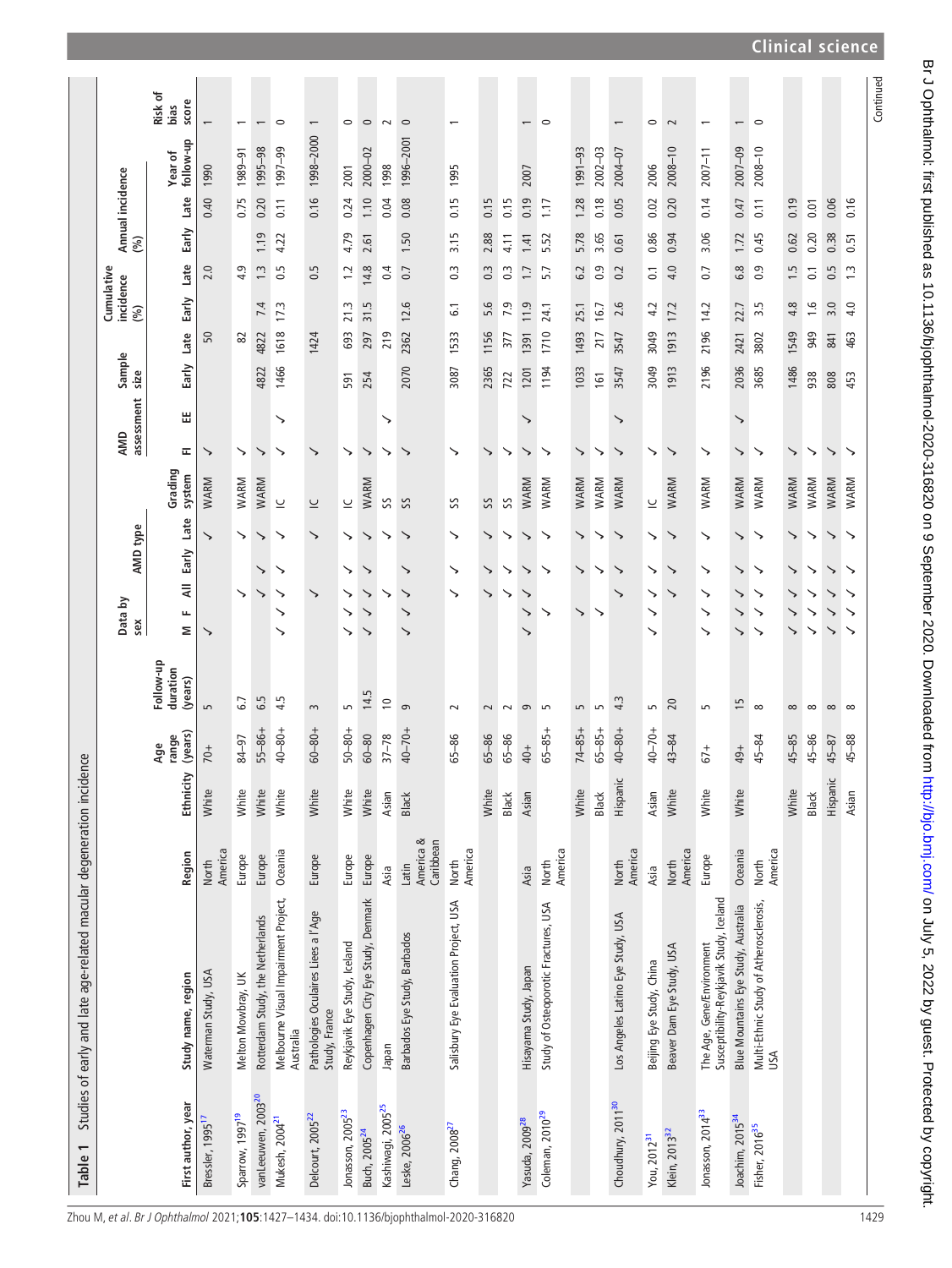**Table 1** Studies of early and late age-related macular degeneration incidence

| First author, year | Study name, region | Region | Ethnicity | Age range (years) | Follow-up duration (years) | Data by sex | | AMD type | | | Grading system | AMD assessment | | Sample size | | Cumulative incidence (%) | | Annual incidence (%) | | Year of follow-up | Risk of bias score |
|---|---|---|---|---|---|---|---|---|---|---|---|---|---|---|---|---|---|---|---|---|---|
| | | | | | | M | F | All | Early | Late | | FI | EE | Early | Late | Early | Late | Early | Late | | |
| Bressler, 1995[17] | Waterman Study, USA | North America | White | 70+ | 5 | ✓ | | | | ✓ | WARM | ✓ | | | 50 | | 2.0 | | 0.40 | 1990 | 1 |
| Sparrow, 1997[19] | Melton Mowbray, UK | Europe | White | 84–97 | 6.7 | | | ✓ | | ✓ | WARM | ✓ | | | 82 | | 4.9 | | 0.75 | 1989–91 | 1 |
| vanLeeuwen, 2003[20] | Rotterdam Study, the Netherlands | Europe | White | 55–86+ | 6.5 | | | ✓ | ✓ | ✓ | WARM | ✓ | | 4822 | 4822 | 7.4 | 1.3 | 1.19 | 0.20 | 1995–98 | 1 |
| Mukesh, 2004[21] | Melbourne Visual Impairment Project, Australia | Oceania | White | 40–80+ | 4.5 | ✓ | ✓ | ✓ | ✓ | ✓ | IC | ✓ | ✓ | 1466 | 1618 | 17.3 | 0.5 | 4.22 | 0.11 | 1997–99 | 0 |
| Delcourt, 2005[22] | Pathologies Oculaires Liees a l'Age Study, France | Europe | White | 60–80+ | 3 | | | ✓ | | ✓ | IC | ✓ | | | 1424 | | 0.5 | | 0.16 | 1998–2000 | 1 |
| Jonasson, 2005[23] | Reykjavik Eye Study, Iceland | Europe | White | 50–80+ | 5 | ✓ | ✓ | ✓ | ✓ | ✓ | IC | ✓ | | 591 | 693 | 21.3 | 1.2 | 4.79 | 0.24 | 2001 | 0 |
| Buch, 2005[24] | Copenhagen City Eye Study, Denmark | Europe | White | 60–80 | 14.5 | ✓ | ✓ | ✓ | ✓ | ✓ | WARM | ✓ | | 254 | 297 | 31.5 | 14.8 | 2.61 | 1.10 | 2000–02 | 0 |
| Kashiwagi, 2005[25] | Japan | Asia | Asian | 37–78 | 10 | | | ✓ | | ✓ | SS | ✓ | ✓ | | 219 | | 0.4 | | 0.04 | 1998 | 2 |
| Leske, 2006[26] | Barbados Eye Study, Barbados | Latin America & Caribbean | Black | 40–70+ | 9 | ✓ | ✓ | ✓ | ✓ | ✓ | SS | ✓ | | 2070 | 2362 | 12.6 | 0.7 | 1.50 | 0.08 | 1996–2001 | 0 |
| Chang, 2008[27] | Salisbury Eye Evaluation Project, USA | North America | | 65–86 | 2 | | | ✓ | ✓ | ✓ | SS | ✓ | | 3087 | 1533 | 6.1 | 0.3 | 3.15 | 0.15 | 1995 | 1 |
| | | | White | 65–86 | 2 | | | ✓ | ✓ | ✓ | SS | ✓ | | 2365 | 1156 | 5.6 | 0.3 | 2.88 | 0.15 | | |
| | | | Black | 65–86 | 2 | | | ✓ | ✓ | ✓ | SS | ✓ | | 722 | 377 | 7.9 | 0.3 | 4.11 | 0.15 | | |
| Yasuda, 2009[28] | Hisayama Study, Japan | Asia | Asian | 40+ | 9 | ✓ | ✓ | ✓ | ✓ | ✓ | WARM | ✓ | ✓ | 1201 | 1391 | 11.9 | 1.7 | 1.41 | 0.19 | 2007 | 1 |
| Coleman, 2010[29] | Study of Osteoporotic Fractures, USA | North America | | 65–85+ | 5 | | ✓ | | ✓ | ✓ | WARM | ✓ | | 1194 | 1710 | 24.1 | 5.7 | 5.52 | 1.17 | | 0 |
| | | | White | 74–85+ | 5 | | ✓ | | ✓ | ✓ | WARM | ✓ | | 1033 | 1493 | 25.1 | 6.2 | 5.78 | 1.28 | 1991–93 | |
| | | | Black | 65–85+ | 5 | | ✓ | | ✓ | ✓ | WARM | ✓ | | 161 | 217 | 16.7 | 0.9 | 3.65 | 0.18 | 2002–03 | |
| Choudhury, 2011[30] | Los Angeles Latino Eye Study, USA | North America | Hispanic | 40–80+ | 4.3 | | | ✓ | ✓ | ✓ | WARM | ✓ | ✓ | 3547 | 3547 | 2.6 | 0.2 | 0.61 | 0.05 | 2004–07 | 1 |
| You, 2012[31] | Beijing Eye Study, China | Asia | Asian | 40–70+ | 5 | ✓ | ✓ | ✓ | ✓ | ✓ | IC | ✓ | | 3049 | 3049 | 4.2 | 0.1 | 0.86 | 0.02 | 2006 | 0 |
| Klein, 2013[32] | Beaver Dam Eye Study, USA | North America | White | 43–84 | 20 | | | ✓ | ✓ | ✓ | WARM | ✓ | | 1913 | 1913 | 17.2 | 4.0 | 0.94 | 0.20 | 2008–10 | 2 |
| Jonasson, 2014[33] | The Age, Gene/Environment Susceptibility-Reykjavik Study, Iceland | Europe | White | 67+ | 5 | ✓ | ✓ | ✓ | ✓ | ✓ | WARM | ✓ | | 2196 | 2196 | 14.2 | 0.7 | 3.06 | 0.14 | 2007–11 | 1 |
| Joachim, 2015[34] | Blue Mountains Eye Study, Australia | Oceania | White | 49+ | 15 | ✓ | ✓ | ✓ | ✓ | ✓ | WARM | ✓ | ✓ | 2036 | 2421 | 22.7 | 6.8 | 1.72 | 0.47 | 2007–09 | 1 |
| Fisher, 2016[35] | Multi-Ethnic Study of Atherosclerosis, USA | North America | | 45–84 | 8 | ✓ | ✓ | ✓ | ✓ | ✓ | WARM | ✓ | | 3685 | 3802 | 3.5 | 0.9 | 0.45 | 0.11 | 2008–10 | 0 |
| | | | White | 45–85 | 8 | ✓ | ✓ | ✓ | ✓ | ✓ | WARM | ✓ | | 1486 | 1549 | 4.8 | 1.5 | 0.62 | 0.19 | | |
| | | | Black | 45–86 | 8 | ✓ | ✓ | ✓ | ✓ | ✓ | WARM | ✓ | | 938 | 949 | 1.6 | 0.1 | 0.20 | 0.01 | | |
| | | | Hispanic | 45–87 | 8 | ✓ | ✓ | ✓ | ✓ | ✓ | WARM | ✓ | | 808 | 841 | 3.0 | 0.5 | 0.38 | 0.06 | | |
| | | | Asian | 45–88 | 8 | ✓ | ✓ | ✓ | ✓ | ✓ | WARM | ✓ | | 453 | 463 | 4.0 | 1.3 | 0.51 | 0.16 | | |

Continued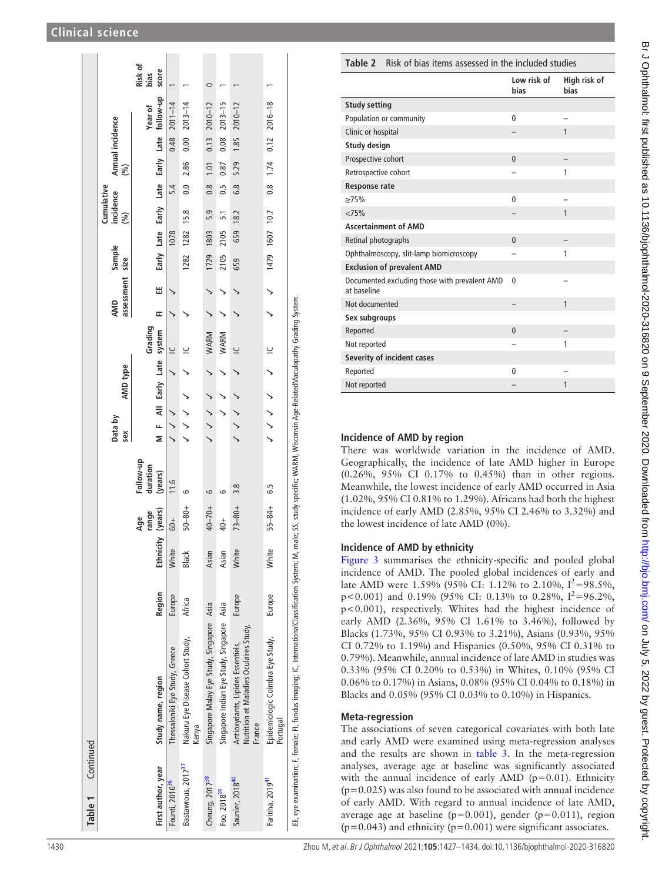**Table 1** Continued

| First author, year | Study name, region | Region | Ethnicity | Age range (years) | Follow-up duration (years) | Data by sex | | | AMD type | | Grading system | AMD assessment | | Sample size | | Cumulative incidence (%) | | Annual incidence (%) | | Year of follow-up | Risk of bias score |
|---|---|---|---|---|---|---|---|---|---|---|---|---|---|---|---|---|---|---|---|---|---|
| | | | | | | M | F | All | Early | Late | | FI | EE | Early | Late | Early | Late | Early | Late | | |
| Founti, 2016[36] | Thessaloniki Eye Study, Greece | Europe | White | 60+ | 11.6 | ✓ | ✓ | ✓ | | ✓ | IC | ✓ | ✓ | | 1078 | | 5.4 | | 0.48 | 2011–14 | 1 |
| Bastawrous, 2017[37] | Nakuru Eye Disease Cohort Study, Kenya | Africa | Black | 50–80+ | 6 | ✓ | ✓ | ✓ | ✓ | ✓ | IC | ✓ | | 1282 | 1282 | 15.8 | 0.0 | 2.86 | 0.00 | 2013–14 | 1 |
| Cheung, 2017[38] | Singapore Malay Eye Study, Singapore | Asia | Asian | 40–70+ | 6 | ✓ | ✓ | ✓ | ✓ | ✓ | WARM | ✓ | ✓ | 1729 | 1803 | 5.9 | 0.8 | 1.01 | 0.13 | 2010–12 | 0 |
| Foo, 2018[39] | Singapore Indian Eye Study, Singapore | Asia | Asian | 40+ | 6 | | ✓ | ✓ | ✓ | ✓ | WARM | ✓ | ✓ | 2105 | 2105 | 5.1 | 0.5 | 0.87 | 0.08 | 2013–15 | 1 |
| Saunier, 2018[40] | Antioxydants, Lipides Essentiels, Nutrition et Maladies Oculaires Study, France | Europe | White | 73–80+ | 3.8 | ✓ | ✓ | ✓ | ✓ | ✓ | IC | ✓ | ✓ | 659 | 659 | 18.2 | 6.8 | 5.29 | 1.85 | 2010–12 | 1 |
| Farinha, 2019[41] | Epidemiologic Coimbra Eye Study, Portugal | Europe | White | 55–84+ | 6.5 | ✓ | ✓ | ✓ | ✓ | ✓ | IC | ✓ | ✓ | 1479 | 1607 | 10.7 | 0.8 | 1.74 | 0.12 | 2016–18 | 1 |

EE, eye examination; F, female; FI, fundus imaging; IC, InternationalClassification System; M, male; SS, study specific; WARM, Wisconsin Age-RelatedMaculopathy Grading System.

**Table 2** Risk of bias items assessed in the included studies

| | Low risk of bias | High risk of bias |
|---|---|---|
| **Study setting** | | |
| Population or community | 0 | – |
| Clinic or hospital | – | 1 |
| **Study design** | | |
| Prospective cohort | 0 | – |
| Retrospective cohort | – | 1 |
| **Response rate** | | |
| ≥75% | 0 | – |
| <75% | – | 1 |
| **Ascertainment of AMD** | | |
| Retinal photographs | 0 | – |
| Ophthalmoscopy, slit-lamp biomicroscopy | – | 1 |
| **Exclusion of prevalent AMD** | | |
| Documented excluding those with prevalent AMD at baseline | 0 | – |
| Not documented | – | 1 |
| **Sex subgroups** | | |
| Reported | 0 | – |
| Not reported | – | 1 |
| **Severity of incident cases** | | |
| Reported | 0 | – |
| Not reported | – | 1 |

### Incidence of AMD by region

There was worldwide variation in the incidence of AMD. Geographically, the incidence of late AMD higher in Europe (0.26%, 95% CI 0.17% to 0.45%) than in other regions. Meanwhile, the lowest incidence of early AMD occurred in Asia (1.02%, 95% CI 0.81% to 1.29%). Africans had both the highest incidence of early AMD (2.85%, 95% CI 2.46% to 3.32%) and the lowest incidence of late AMD (0%).

### Incidence of AMD by ethnicity

Figure 3 summarises the ethnicity-specific and pooled global incidence of AMD. The pooled global incidences of early and late AMD were 1.59% (95% CI: 1.12% to 2.10%, $I^2$=98.5%, p<0.001) and 0.19% (95% CI: 0.13% to 0.28%, $I^2$=96.2%, p<0.001), respectively. Whites had the highest incidence of early AMD (2.36%, 95% CI 1.61% to 3.46%), followed by Blacks (1.73%, 95% CI 0.93% to 3.21%), Asians (0.93%, 95% CI 0.72% to 1.19%) and Hispanics (0.50%, 95% CI 0.31% to 0.79%). Meanwhile, annual incidence of late AMD in studies was 0.33% (95% CI 0.20% to 0.53%) in Whites, 0.10% (95% CI 0.06% to 0.17%) in Asians, 0.08% (95% CI 0.04% to 0.18%) in Blacks and 0.05% (95% CI 0.03% to 0.10%) in Hispanics.

### Meta-regression

The associations of seven categorical covariates with both late and early AMD were examined using meta-regression analyses and the results are shown in table 3. In the meta-regression analyses, average age at baseline was significantly associated with the annual incidence of early AMD (p=0.01). Ethnicity (p=0.025) was also found to be associated with annual incidence of early AMD. With regard to annual incidence of late AMD, average age at baseline (p=0.001), gender (p=0.011), region (p=0.043) and ethnicity (p=0.001) were significant associates.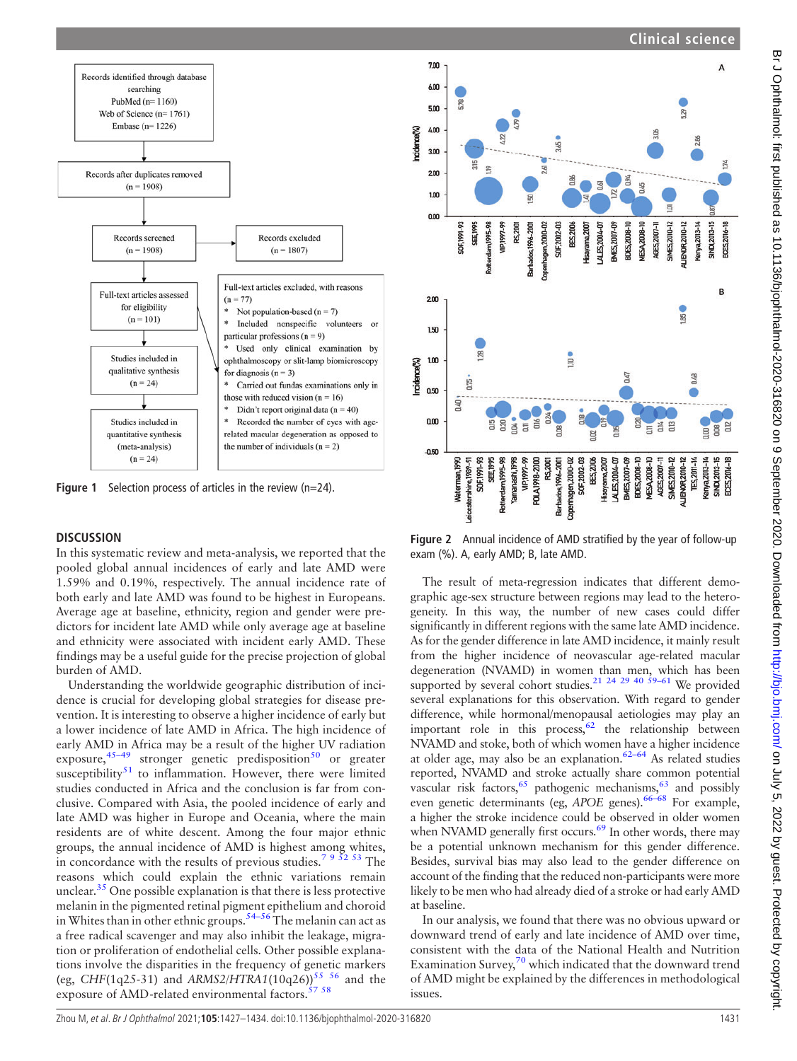Records identified through database searching
PubMed (n= 1160)
Web of Science (n= 1761)
Embase (n= 1226)

Records after duplicates removed (n = 1908)

Records screened (n = 1908)

Records excluded (n = 1807)

Full-text articles assessed for eligibility (n = 101)

Full-text articles excluded, with reasons (n = 77)
* Not population-based (n = 7)
* Included nonspecific volunteers or particular professions (n = 9)
* Used only clinical examination by ophthalmoscopy or slit-lamp biomicroscopy for diagnosis (n = 3)
* Carried out fundus examinations only in those with reduced vision (n = 16)
* Didn't report original data (n = 40)
* Recorded the number of eyes with age-related macular degeneration as opposed to the number of individuals (n = 2)

Studies included in qualitative synthesis (n = 24)

Studies included in quantitative synthesis (meta-analysis) (n = 24)

**Figure 1** Selection process of articles in the review (n=24).

**Figure 2** Annual incidence of AMD stratified by the year of follow-up exam (%). A, early AMD; B, late AMD.

## DISCUSSION

In this systematic review and meta-analysis, we reported that the pooled global annual incidences of early and late AMD were 1.59% and 0.19%, respectively. The annual incidence rate of both early and late AMD was found to be highest in Europeans. Average age at baseline, ethnicity, region and gender were predictors for incident late AMD while only average age at baseline and ethnicity were associated with incident early AMD. These findings may be a useful guide for the precise projection of global burden of AMD.

Understanding the worldwide geographic distribution of incidence is crucial for developing global strategies for disease prevention. It is interesting to observe a higher incidence of early but a lower incidence of late AMD in Africa. The high incidence of early AMD in Africa may be a result of the higher UV radiation exposure,[45–49] stronger genetic predisposition[50] or greater susceptibility[51] to inflammation. However, there were limited studies conducted in Africa and the conclusion is far from conclusive. Compared with Asia, the pooled incidence of early and late AMD was higher in Europe and Oceania, where the main residents are of white descent. Among the four major ethnic groups, the annual incidence of AMD is highest among whites, in concordance with the results of previous studies.[7 9 52 53] The reasons which could explain the ethnic variations remain unclear.[35] One possible explanation is that there is less protective melanin in the pigmented retinal pigment epithelium and choroid in Whites than in other ethnic groups.[54–56] The melanin can act as a free radical scavenger and may also inhibit the leakage, migration or proliferation of endothelial cells. Other possible explanations involve the disparities in the frequency of genetic markers (eg, *CHF*(1q25-31) and *ARMS2/HTRA1*(10q26))[55 56] and the exposure of AMD-related environmental factors.[57 58]

The result of meta-regression indicates that different demographic age-sex structure between regions may lead to the heterogeneity. In this way, the number of new cases could differ significantly in different regions with the same late AMD incidence. As for the gender difference in late AMD incidence, it mainly result from the higher incidence of neovascular age-related macular degeneration (NVAMD) in women than men, which has been supported by several cohort studies.[21 24 29 40 59–61] We provided several explanations for this observation. With regard to gender difference, while hormonal/menopausal aetiologies may play an important role in this process,[62] the relationship between NVAMD and stoke, both of which women have a higher incidence at older age, may also be an explanation.[62–64] As related studies reported, NVAMD and stroke actually share common potential vascular risk factors,[65] pathogenic mechanisms,[63] and possibly even genetic determinants (eg, *APOE* genes).[66–68] For example, a higher the stroke incidence could be observed in older women when NVAMD generally first occurs.[69] In other words, there may be a potential unknown mechanism for this gender difference. Besides, survival bias may also lead to the gender difference on account of the finding that the reduced non-participants were more likely to be men who had already died of a stroke or had early AMD at baseline.

In our analysis, we found that there was no obvious upward or downward trend of early and late incidence of AMD over time, consistent with the data of the National Health and Nutrition Examination Survey,[70] which indicated that the downward trend of AMD might be explained by the differences in methodological issues.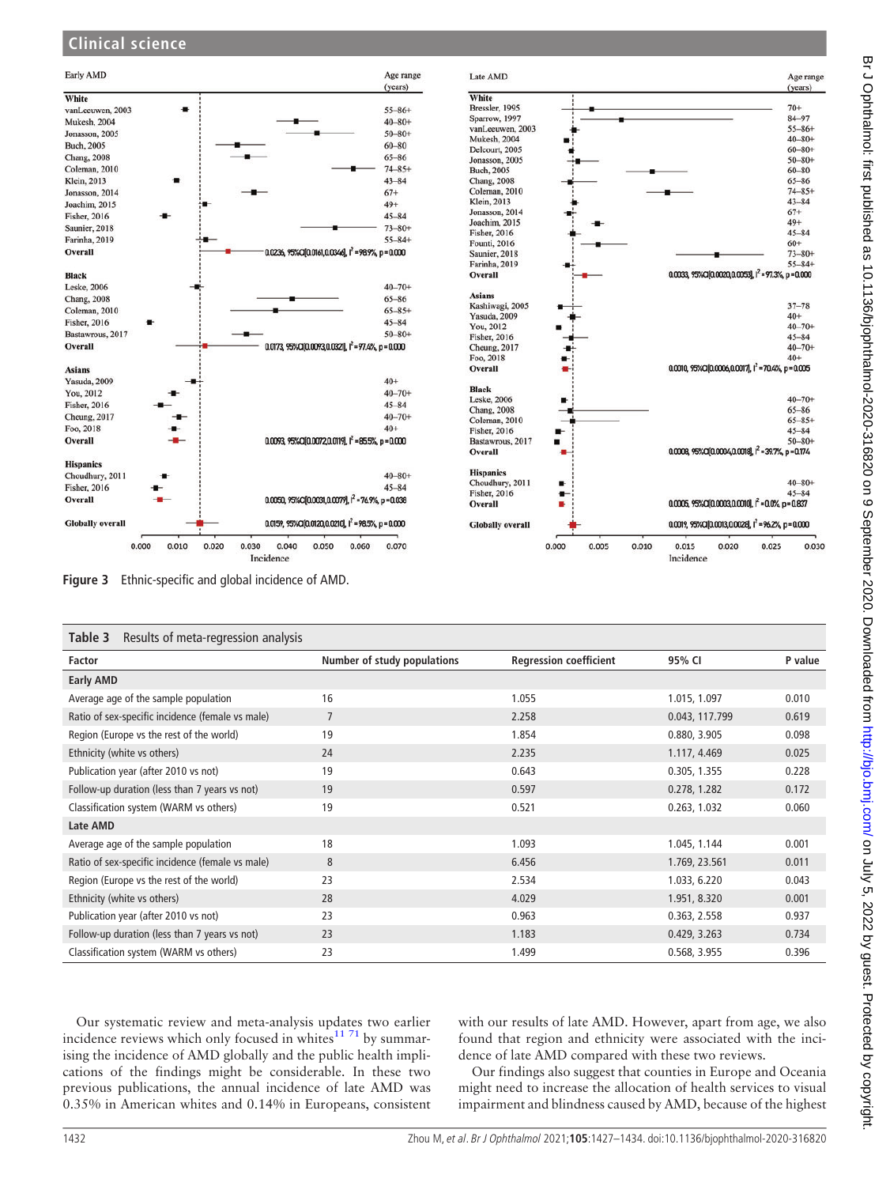Figure 3 Ethnic-specific and global incidence of AMD.

**Table 3** Results of meta-regression analysis

| Factor | Number of study populations | Regression coefficient | 95% CI | P value |
|---|---|---|---|---|
| **Early AMD** | | | | |
| Average age of the sample population | 16 | 1.055 | 1.015, 1.097 | 0.010 |
| Ratio of sex-specific incidence (female vs male) | 7 | 2.258 | 0.043, 117.799 | 0.619 |
| Region (Europe vs the rest of the world) | 19 | 1.854 | 0.880, 3.905 | 0.098 |
| Ethnicity (white vs others) | 24 | 2.235 | 1.117, 4.469 | 0.025 |
| Publication year (after 2010 vs not) | 19 | 0.643 | 0.305, 1.355 | 0.228 |
| Follow-up duration (less than 7 years vs not) | 19 | 0.597 | 0.278, 1.282 | 0.172 |
| Classification system (WARM vs others) | 19 | 0.521 | 0.263, 1.032 | 0.060 |
| **Late AMD** | | | | |
| Average age of the sample population | 18 | 1.093 | 1.045, 1.144 | 0.001 |
| Ratio of sex-specific incidence (female vs male) | 8 | 6.456 | 1.769, 23.561 | 0.011 |
| Region (Europe vs the rest of the world) | 23 | 2.534 | 1.033, 6.220 | 0.043 |
| Ethnicity (white vs others) | 28 | 4.029 | 1.951, 8.320 | 0.001 |
| Publication year (after 2010 vs not) | 23 | 0.963 | 0.363, 2.558 | 0.937 |
| Follow-up duration (less than 7 years vs not) | 23 | 1.183 | 0.429, 3.263 | 0.734 |
| Classification system (WARM vs others) | 23 | 1.499 | 0.568, 3.955 | 0.396 |

Our systematic review and meta-analysis updates two earlier incidence reviews which only focused in whites[11 71] by summarising the incidence of AMD globally and the public health implications of the findings might be considerable. In these two previous publications, the annual incidence of late AMD was 0.35% in American whites and 0.14% in Europeans, consistent with our results of late AMD. However, apart from age, we also found that region and ethnicity were associated with the incidence of late AMD compared with these two reviews.

Our findings also suggest that counties in Europe and Oceania might need to increase the allocation of health services to visual impairment and blindness caused by AMD, because of the highest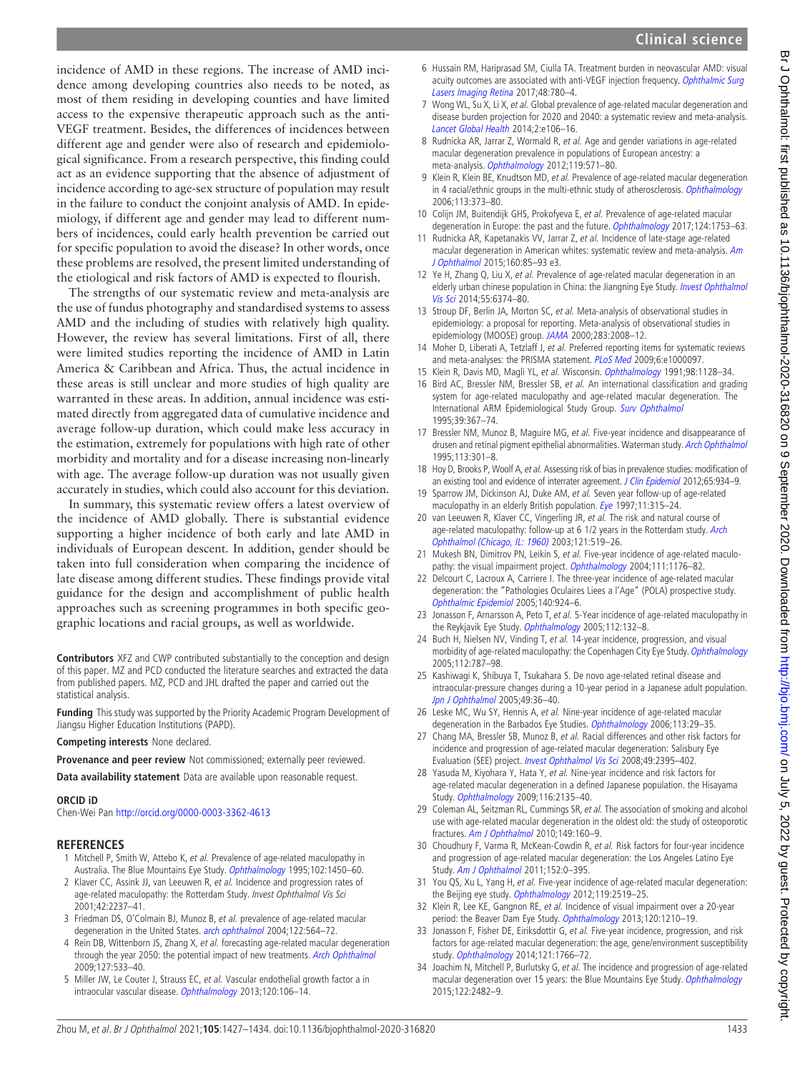incidence of AMD in these regions. The increase of AMD incidence among developing countries also needs to be noted, as most of them residing in developing counties and have limited access to the expensive therapeutic approach such as the anti-VEGF treatment. Besides, the differences of incidences between different age and gender were also of research and epidemiological significance. From a research perspective, this finding could act as an evidence supporting that the absence of adjustment of incidence according to age-sex structure of population may result in the failure to conduct the conjoint analysis of AMD. In epidemiology, if different age and gender may lead to different numbers of incidences, could early health prevention be carried out for specific population to avoid the disease? In other words, once these problems are resolved, the present limited understanding of the etiological and risk factors of AMD is expected to flourish.

The strengths of our systematic review and meta-analysis are the use of fundus photography and standardised systems to assess AMD and the including of studies with relatively high quality. However, the review has several limitations. First of all, there were limited studies reporting the incidence of AMD in Latin America & Caribbean and Africa. Thus, the actual incidence in these areas is still unclear and more studies of high quality are warranted in these areas. In addition, annual incidence was estimated directly from aggregated data of cumulative incidence and average follow-up duration, which could make less accuracy in the estimation, extremely for populations with high rate of other morbidity and mortality and for a disease increasing non-linearly with age. The average follow-up duration was not usually given accurately in studies, which could also account for this deviation.

In summary, this systematic review offers a latest overview of the incidence of AMD globally. There is substantial evidence supporting a higher incidence of both early and late AMD in individuals of European descent. In addition, gender should be taken into full consideration when comparing the incidence of late disease among different studies. These findings provide vital guidance for the design and accomplishment of public health approaches such as screening programmes in both specific geographic locations and racial groups, as well as worldwide.

**Contributors** XFZ and CWP contributed substantially to the conception and design of this paper. MZ and PCD conducted the literature searches and extracted the data from published papers. MZ, PCD and JHL drafted the paper and carried out the statistical analysis.

**Funding** This study was supported by the Priority Academic Program Development of Jiangsu Higher Education Institutions (PAPD).

**Competing interests** None declared.

**Provenance and peer review** Not commissioned; externally peer reviewed.

**Data availability statement** Data are available upon reasonable request.

**ORCID iD**

Chen-Wei Pan http://orcid.org/0000-0003-3362-4613

## REFERENCES

1. Mitchell P, Smith W, Attebo K, *et al.* Prevalence of age-related maculopathy in Australia. The Blue Mountains Eye Study. *Ophthalmology* 1995;102:1450–60.
2. Klaver CC, Assink JJ, van Leeuwen R, *et al.* Incidence and progression rates of age-related maculopathy: the Rotterdam Study. *Invest Ophthalmol Vis Sci* 2001;42:2237–41.
3. Friedman DS, O'Colmain BJ, Munoz B, *et al.* prevalence of age-related macular degeneration in the United States. *arch ophthalmol* 2004;122:564–72.
4. Rein DB, Wittenborn JS, Zhang X, *et al.* forecasting age-related macular degeneration through the year 2050: the potential impact of new treatments. *Arch Ophthalmol* 2009;127:533–40.
5. Miller JW, Le Couter J, Strauss EC, *et al.* Vascular endothelial growth factor a in intraocular vascular disease. *Ophthalmology* 2013;120:106–14.
6. Hussain RM, Hariprasad SM, Ciulla TA. Treatment burden in neovascular AMD: visual acuity outcomes are associated with anti-VEGF injection frequency. *Ophthalmic Surg Lasers Imaging Retina* 2017;48:780–4.
7. Wong WL, Su X, Li X, *et al.* Global prevalence of age-related macular degeneration and disease burden projection for 2020 and 2040: a systematic review and meta-analysis. *Lancet Global Health* 2014;2:e106–16.
8. Rudnicka AR, Jarrar Z, Wormald R, *et al.* Age and gender variations in age-related macular degeneration prevalence in populations of European ancestry: a meta-analysis. *Ophthalmology* 2012;119:571–80.
9. Klein R, Klein BE, Knudtson MD, *et al.* Prevalence of age-related macular degeneration in 4 racial/ethnic groups in the multi-ethnic study of atherosclerosis. *Ophthalmology* 2006;113:373–80.
10. Colijn JM, Buitendijk GHS, Prokofyeva E, *et al.* Prevalence of age-related macular degeneration in Europe: the past and the future. *Ophthalmology* 2017;124:1753–63.
11. Rudnicka AR, Kapetanakis VV, Jarrar Z, *et al.* Incidence of late-stage age-related macular degeneration in American whites: systematic review and meta-analysis. *Am J Ophthalmol* 2015;160:85–93 e3.
12. Ye H, Zhang Q, Liu X, *et al.* Prevalence of age-related macular degeneration in an elderly urban chinese population in China: the Jiangning Eye Study. *Invest Ophthalmol Vis Sci* 2014;55:6374–80.
13. Stroup DF, Berlin JA, Morton SC, *et al.* Meta-analysis of observational studies in epidemiology: a proposal for reporting. Meta-analysis of observational studies in epidemiology (MOOSE) group. *JAMA* 2000;283:2008–12.
14. Moher D, Liberati A, Tetzlaff J, *et al.* Preferred reporting items for systematic reviews and meta-analyses: the PRISMA statement. *PLoS Med* 2009;6:e1000097.
15. Klein R, Davis MD, Magli YL, *et al.* Wisconsin. *Ophthalmology* 1991;98:1128–34.
16. Bird AC, Bressler NM, Bressler SB, *et al.* An international classification and grading system for age-related maculopathy and age-related macular degeneration. The International ARM Epidemiological Study Group. *Surv Ophthalmol* 1995;39:367–74.
17. Bressler NM, Munoz B, Maguire MG, *et al.* Five-year incidence and disappearance of drusen and retinal pigment epithelial abnormalities. Waterman study. *Arch Ophthalmol* 1995;113:301–8.
18. Hoy D, Brooks P, Woolf A, *et al.* Assessing risk of bias in prevalence studies: modification of an existing tool and evidence of interrater agreement. *J Clin Epidemiol* 2012;65:934–9.
19. Sparrow JM, Dickinson AJ, Duke AM, *et al.* Seven year follow-up of age-related maculopathy in an elderly British population. *Eye* 1997;11:315–24.
20. van Leeuwen R, Klaver CC, Vingerling JR, *et al.* The risk and natural course of age-related maculopathy: follow-up at 6 1/2 years in the Rotterdam study. *Arch Ophthalmol (Chicago, IL: 1960)* 2003;121:519–26.
21. Mukesh BN, Dimitrov PN, Leikin S, *et al.* Five-year incidence of age-related maculopathy: the visual impairment project. *Ophthalmology* 2004;111:1176–82.
22. Delcourt C, Lacroux A, Carriere I. The three-year incidence of age-related macular degeneration: the "Pathologies Oculaires Liees a l'Age" (POLA) prospective study. *Ophthalmic Epidemiol* 2005;140:924–6.
23. Jonasson F, Arnarsson A, Peto T, *et al.* 5-Year incidence of age-related maculopathy in the Reykjavik Eye Study. *Ophthalmology* 2005;112:132–8.
24. Buch H, Nielsen NV, Vinding T, *et al.* 14-year incidence, progression, and visual morbidity of age-related maculopathy: the Copenhagen City Eye Study. *Ophthalmology* 2005;112:787–98.
25. Kashiwagi K, Shibuya T, Tsukahara S. De novo age-related retinal disease and intraocular-pressure changes during a 10-year period in a Japanese adult population. *Jpn J Ophthalmol* 2005;49:36–40.
26. Leske MC, Wu SY, Hennis A, *et al.* Nine-year incidence of age-related macular degeneration in the Barbados Eye Studies. *Ophthalmology* 2006;113:29–35.
27. Chang MA, Bressler SB, Munoz B, *et al.* Racial differences and other risk factors for incidence and progression of age-related macular degeneration: Salisbury Eye Evaluation (SEE) project. *Invest Ophthalmol Vis Sci* 2008;49:2395–402.
28. Yasuda M, Kiyohara Y, Hata Y, *et al.* Nine-year incidence and risk factors for age-related macular degeneration in a defined Japanese population. the Hisayama Study. *Ophthalmology* 2009;116:2135–40.
29. Coleman AL, Seitzman RL, Cummings SR, *et al.* The association of smoking and alcohol use with age-related macular degeneration in the oldest old: the study of osteoporotic fractures. *Am J Ophthalmol* 2010;149:160–9.
30. Choudhury F, Varma R, McKean-Cowdin R, *et al.* Risk factors for four-year incidence and progression of age-related macular degeneration: the Los Angeles Latino Eye Study. *Am J Ophthalmol* 2011;152:0–395.
31. You QS, Xu L, Yang H, *et al.* Five-year incidence of age-related macular degeneration: the Beijing eye study. *Ophthalmology* 2012;119:2519–25.
32. Klein R, Lee KE, Gangnon RE, *et al.* Incidence of visual impairment over a 20-year period: the Beaver Dam Eye Study. *Ophthalmology* 2013;120:1210–19.
33. Jonasson F, Fisher DE, Eiriksdottir G, *et al.* Five-year incidence, progression, and risk factors for age-related macular degeneration: the age, gene/environment susceptibility study. *Ophthalmology* 2014;121:1766–72.
34. Joachim N, Mitchell P, Burlutsky G, *et al.* The incidence and progression of age-related macular degeneration over 15 years: the Blue Mountains Eye Study. *Ophthalmology* 2015;122:2482–9.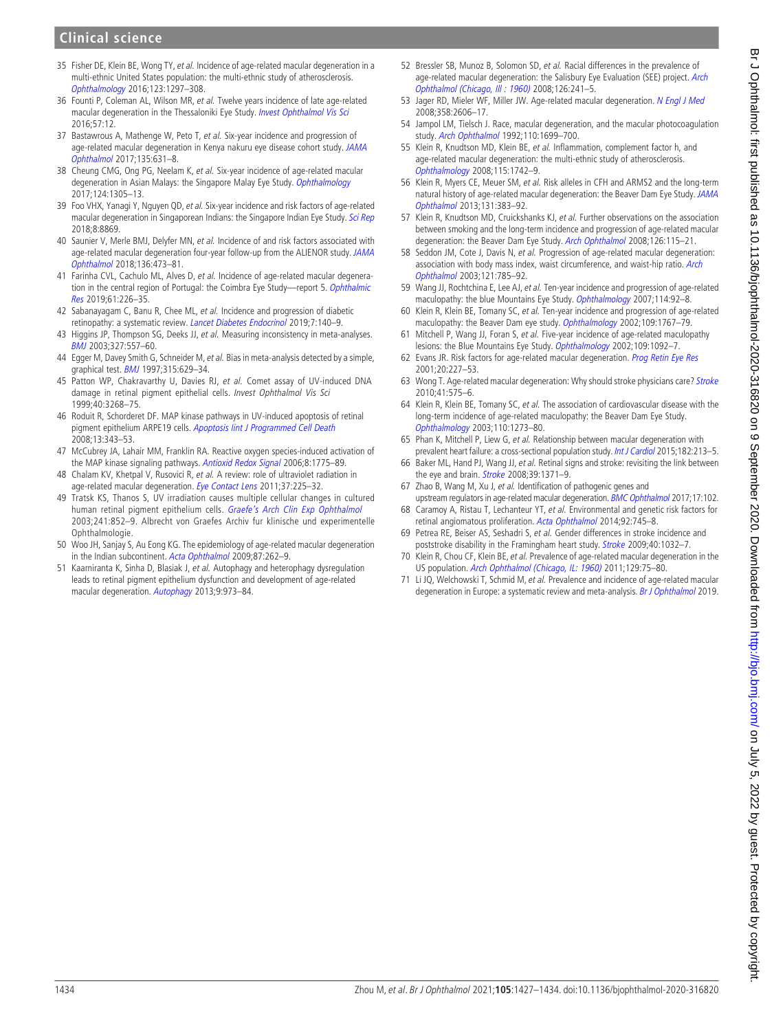35 Fisher DE, Klein BE, Wong TY, *et al.* Incidence of age-related macular degeneration in a multi-ethnic United States population: the multi-ethnic study of atherosclerosis. *Ophthalmology* 2016;123:1297–308.

36 Founti P, Coleman AL, Wilson MR, *et al.* Twelve years incidence of late age-related macular degeneration in the Thessaloniki Eye Study. *Invest Ophthalmol Vis Sci* 2016;57:12.

37 Bastawrous A, Mathenge W, Peto T, *et al.* Six-year incidence and progression of age-related macular degeneration in Kenya nakuru eye disease cohort study. *JAMA Ophthalmol* 2017;135:631–8.

38 Cheung CMG, Ong PG, Neelam K, *et al.* Six-year incidence of age-related macular degeneration in Asian Malays: the Singapore Malay Eye Study. *Ophthalmology* 2017;124:1305–13.

39 Foo VHX, Yanagi Y, Nguyen QD, *et al.* Six-year incidence and risk factors of age-related macular degeneration in Singaporean Indians: the Singapore Indian Eye Study. *Sci Rep* 2018;8:8869.

40 Saunier V, Merle BMJ, Delyfer MN, *et al.* Incidence of and risk factors associated with age-related macular degeneration four-year follow-up from the ALIENOR study. *JAMA Ophthalmol* 2018;136:473–81.

41 Farinha CVL, Cachulo ML, Alves D, *et al.* Incidence of age-related macular degeneration in the central region of Portugal: the Coimbra Eye Study—report 5. *Ophthalmic Res* 2019;61:226–35.

42 Sabanayagam C, Banu R, Chee ML, *et al.* Incidence and progression of diabetic retinopathy: a systematic review. *Lancet Diabetes Endocrinol* 2019;7:140–9.

43 Higgins JP, Thompson SG, Deeks JJ, *et al.* Measuring inconsistency in meta-analyses. *BMJ* 2003;327:557–60.

44 Egger M, Davey Smith G, Schneider M, *et al.* Bias in meta-analysis detected by a simple, graphical test. *BMJ* 1997;315:629–34.

45 Patton WP, Chakravarthy U, Davies RJ, *et al.* Comet assay of UV-induced DNA damage in retinal pigment epithelial cells. *Invest Ophthalmol Vis Sci* 1999;40:3268–75.

46 Roduit R, Schorderet DF. MAP kinase pathways in UV-induced apoptosis of retinal pigment epithelium ARPE19 cells. *Apoptosis Iint J Programmed Cell Death* 2008;13:343–53.

47 McCubrey JA, Lahair MM, Franklin RA. Reactive oxygen species-induced activation of the MAP kinase signaling pathways. *Antioxid Redox Signal* 2006;8:1775–89.

48 Chalam KV, Khetpal V, Rusovici R, *et al.* A review: role of ultraviolet radiation in age-related macular degeneration. *Eye Contact Lens* 2011;37:225–32.

49 Tratsk KS, Thanos S, UV irradiation causes multiple cellular changes in cultured human retinal pigment epithelium cells. *Graefe's Arch Clin Exp Ophthalmol* 2003;241:852–9. Albrecht von Graefes Archiv fur klinische und experimentelle Ophthalmologie.

50 Woo JH, Sanjay S, Au Eong KG. The epidemiology of age-related macular degeneration in the Indian subcontinent. *Acta Ophthalmol* 2009;87:262–9.

51 Kaarniranta K, Sinha D, Blasiak J, *et al.* Autophagy and heterophagy dysregulation leads to retinal pigment epithelium dysfunction and development of age-related macular degeneration. *Autophagy* 2013;9:973–84.

52 Bressler SB, Munoz B, Solomon SD, *et al.* Racial differences in the prevalence of age-related macular degeneration: the Salisbury Eye Evaluation (SEE) project. *Arch Ophthalmol (Chicago, Ill : 1960)* 2008;126:241–5.

53 Jager RD, Mieler WF, Miller JW. Age-related macular degeneration. *N Engl J Med* 2008;358:2606–17.

54 Jampol LM, Tielsch J. Race, macular degeneration, and the macular photocoagulation study. *Arch Ophthalmol* 1992;110:1699–700.

55 Klein R, Knudtson MD, Klein BE, *et al.* Inflammation, complement factor h, and age-related macular degeneration: the multi-ethnic study of atherosclerosis. *Ophthalmology* 2008;115:1742–9.

56 Klein R, Myers CE, Meuer SM, *et al.* Risk alleles in CFH and ARMS2 and the long-term natural history of age-related macular degeneration: the Beaver Dam Eye Study. *JAMA Ophthalmol* 2013;131:383–92.

57 Klein R, Knudtson MD, Cruickshanks KJ, *et al.* Further observations on the association between smoking and the long-term incidence and progression of age-related macular degeneration: the Beaver Dam Eye Study. *Arch Ophthalmol* 2008;126:115–21.

58 Seddon JM, Cote J, Davis N, *et al.* Progression of age-related macular degeneration: association with body mass index, waist circumference, and waist-hip ratio. *Arch Ophthalmol* 2003;121:785–92.

59 Wang JJ, Rochtchina E, Lee AJ, *et al.* Ten-year incidence and progression of age-related maculopathy: the blue Mountains Eye Study. *Ophthalmology* 2007;114:92–8.

60 Klein R, Klein BE, Tomany SC, *et al.* Ten-year incidence and progression of age-related maculopathy: the Beaver Dam eye study. *Ophthalmology* 2002;109:1767–79.

61 Mitchell P, Wang JJ, Foran S, *et al.* Five-year incidence of age-related maculopathy lesions: the Blue Mountains Eye Study. *Ophthalmology* 2002;109:1092–7.

62 Evans JR. Risk factors for age-related macular degeneration. *Prog Retin Eye Res* 2001;20:227–53.

63 Wong T. Age-related macular degeneration: Why should stroke physicians care? *Stroke* 2010;41:575–6.

64 Klein R, Klein BE, Tomany SC, *et al.* The association of cardiovascular disease with the long-term incidence of age-related maculopathy: the Beaver Dam Eye Study. *Ophthalmology* 2003;110:1273–80.

65 Phan K, Mitchell P, Liew G, *et al.* Relationship between macular degeneration with prevalent heart failure: a cross-sectional population study. *Int J Cardiol* 2015;182:213–5.

66 Baker ML, Hand PJ, Wang JJ, *et al.* Retinal signs and stroke: revisiting the link between the eye and brain. *Stroke* 2008;39:1371–9.

67 Zhao B, Wang M, Xu J, *et al.* Identification of pathogenic genes and upstream regulators in age-related macular degeneration. *BMC Ophthalmol* 2017;17:102.

68 Caramoy A, Ristau T, Lechanteur YT, *et al.* Environmental and genetic risk factors for retinal angiomatous proliferation. *Acta Ophthalmol* 2014;92:745–8.

69 Petrea RE, Beiser AS, Seshadri S, *et al.* Gender differences in stroke incidence and poststroke disability in the Framingham heart study. *Stroke* 2009;40:1032–7.

70 Klein R, Chou CF, Klein BE, *et al.* Prevalence of age-related macular degeneration in the US population. *Arch Ophthalmol (Chicago, IL: 1960)* 2011;129:75–80.

71 Li JQ, Welchowski T, Schmid M, *et al.* Prevalence and incidence of age-related macular degeneration in Europe: a systematic review and meta-analysis. *Br J Ophthalmol* 2019.